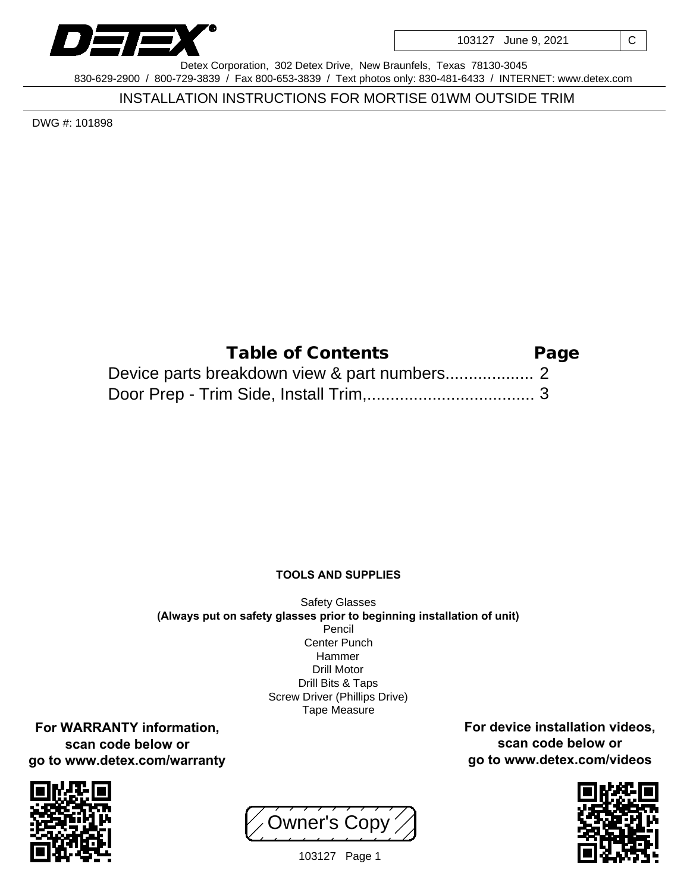DETEX

103127 June 9, 2021 | C

Detex Corporation, 302 Detex Drive, New Braunfels, Texas 78130-3045
830-629-2900 / 800-729-3839 / Fax 800-653-3839 / Text photos only: 830-481-6433 / INTERNET: www.detex.com

# INSTALLATION INSTRUCTIONS FOR MORTISE 01WM OUTSIDE TRIM

DWG #: 101898

| Table of Contents | Page |
|---|---|
| Device parts breakdown view & part numbers.................. | 2 |
| Door Prep - Trim Side, Install Trim,.................................... | 3 |

**TOOLS AND SUPPLIES**

Safety Glasses
**(Always put on safety glasses prior to beginning installation of unit)**
Pencil
Center Punch
Hammer
Drill Motor
Drill Bits & Taps
Screw Driver (Phillips Drive)
Tape Measure

**For WARRANTY information, scan code below or go to www.detex.com/warranty**

**For device installation videos, scan code below or go to www.detex.com/videos**

Owner's Copy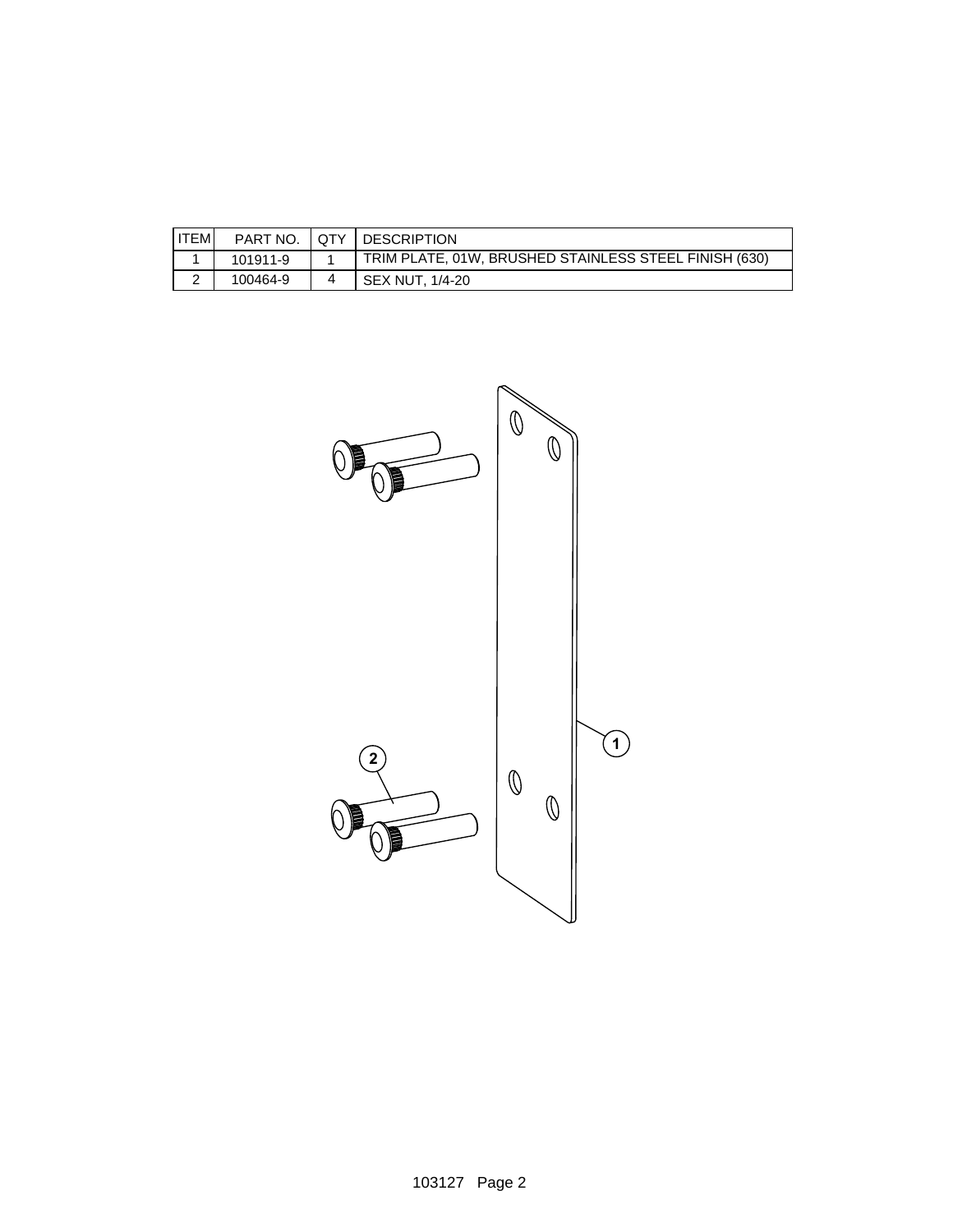| ITEM | PART NO. | QTY | DESCRIPTION |
|---|---|---|---|
| 1 | 101911-9 | 1 | TRIM PLATE, 01W, BRUSHED STAINLESS STEEL FINISH (630) |
| 2 | 100464-9 | 4 | SEX NUT, 1/4-20 |

1

2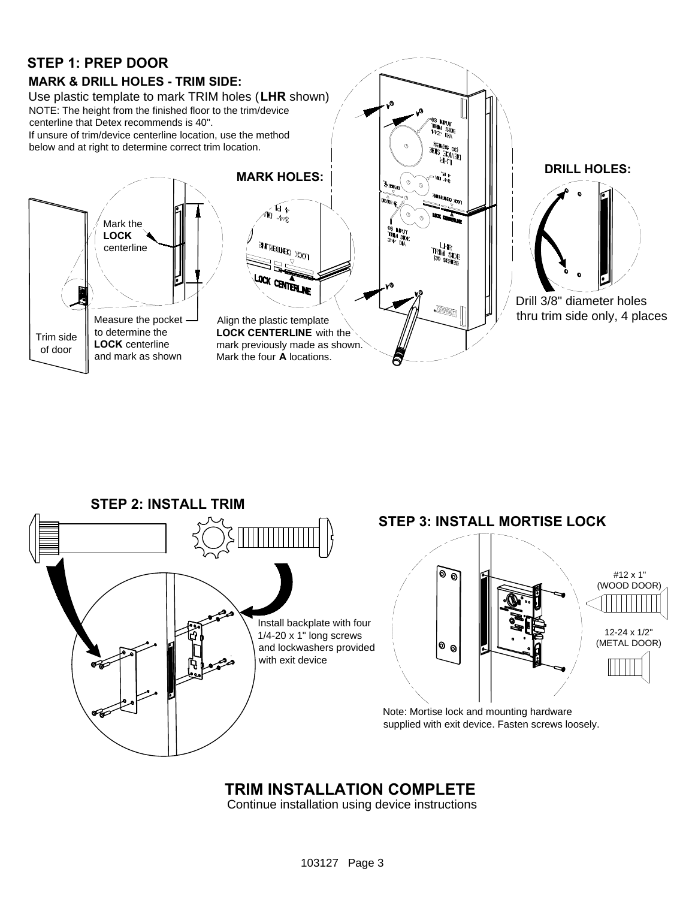## STEP 1: PREP DOOR

### MARK & DRILL HOLES - TRIM SIDE:

Use plastic template to mark TRIM holes (**LHR** shown)

NOTE: The height from the finished floor to the trim/device centerline that Detex recommends is 40".
If unsure of trim/device centerline location, use the method below and at right to determine correct trim location.

**MARK HOLES:**

**DRILL HOLES:**

Mark the **LOCK** centerline

Trim side of door

Measure the pocket to determine the **LOCK** centerline and mark as shown

Align the plastic template **LOCK CENTERLINE** with the mark previously made as shown. Mark the four **A** locations.

Drill 3/8" diameter holes thru trim side only, 4 places

## STEP 2: INSTALL TRIM

Install backplate with four 1/4-20 x 1" long screws and lockwashers provided with exit device

## STEP 3: INSTALL MORTISE LOCK

#12 x 1"
(WOOD DOOR)

12-24 x 1/2"
(METAL DOOR)

Note: Mortise lock and mounting hardware supplied with exit device. Fasten screws loosely.

## TRIM INSTALLATION COMPLETE

Continue installation using device instructions

103127